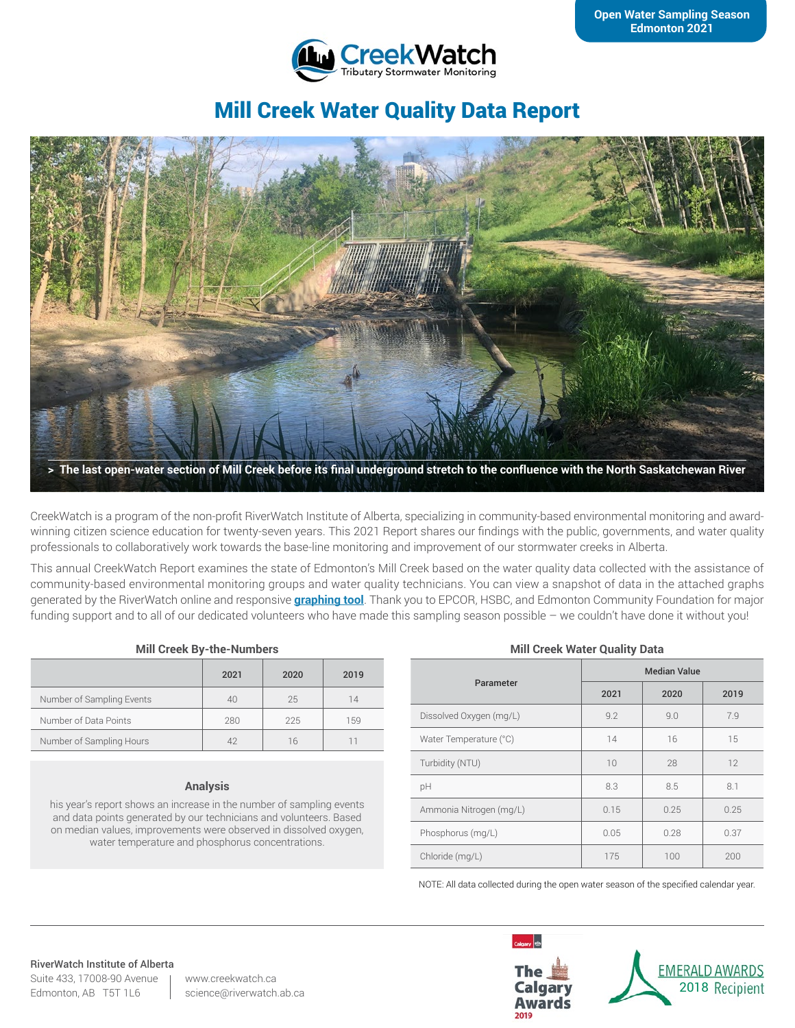Open Water Sampling Season
Edmonton 2021

CreekWatch
Tributary Stormwater Monitoring

# Mill Creek Water Quality Data Report

> The last open-water section of Mill Creek before its final underground stretch to the confluence with the North Saskatchewan River

CreekWatch is a program of the non-profit RiverWatch Institute of Alberta, specializing in community-based environmental monitoring and award-winning citizen science education for twenty-seven years. This 2021 Report shares our findings with the public, governments, and water quality professionals to collaboratively work towards the base-line monitoring and improvement of our stormwater creeks in Alberta.

This annual CreekWatch Report examines the state of Edmonton's Mill Creek based on the water quality data collected with the assistance of community-based environmental monitoring groups and water quality technicians. You can view a snapshot of data in the attached graphs generated by the RiverWatch online and responsive **graphing tool**. Thank you to EPCOR, HSBC, and Edmonton Community Foundation for major funding support and to all of our dedicated volunteers who have made this sampling season possible – we couldn't have done it without you!

### Mill Creek By-the-Numbers

| | 2021 | 2020 | 2019 |
|---|---|---|---|
| Number of Sampling Events | 40 | 25 | 14 |
| Number of Data Points | 280 | 225 | 159 |
| Number of Sampling Hours | 42 | 16 | 11 |

### Analysis

his year's report shows an increase in the number of sampling events and data points generated by our technicians and volunteers. Based on median values, improvements were observed in dissolved oxygen, water temperature and phosphorus concentrations.

### Mill Creek Water Quality Data

| Parameter | Median Value | | |
|---|---|---|---|
| | 2021 | 2020 | 2019 |
| Dissolved Oxygen (mg/L) | 9.2 | 9.0 | 7.9 |
| Water Temperature (°C) | 14 | 16 | 15 |
| Turbidity (NTU) | 10 | 28 | 12 |
| pH | 8.3 | 8.5 | 8.1 |
| Ammonia Nitrogen (mg/L) | 0.15 | 0.25 | 0.25 |
| Phosphorus (mg/L) | 0.05 | 0.28 | 0.37 |
| Chloride (mg/L) | 175 | 100 | 200 |

NOTE: All data collected during the open water season of the specified calendar year.

**RiverWatch Institute of Alberta**
Suite 433, 17008-90 Avenue
Edmonton, AB T5T 1L6

www.creekwatch.ca
science@riverwatch.ab.ca

The Calgary Awards 2019

EMERALD AWARDS 2018 Recipient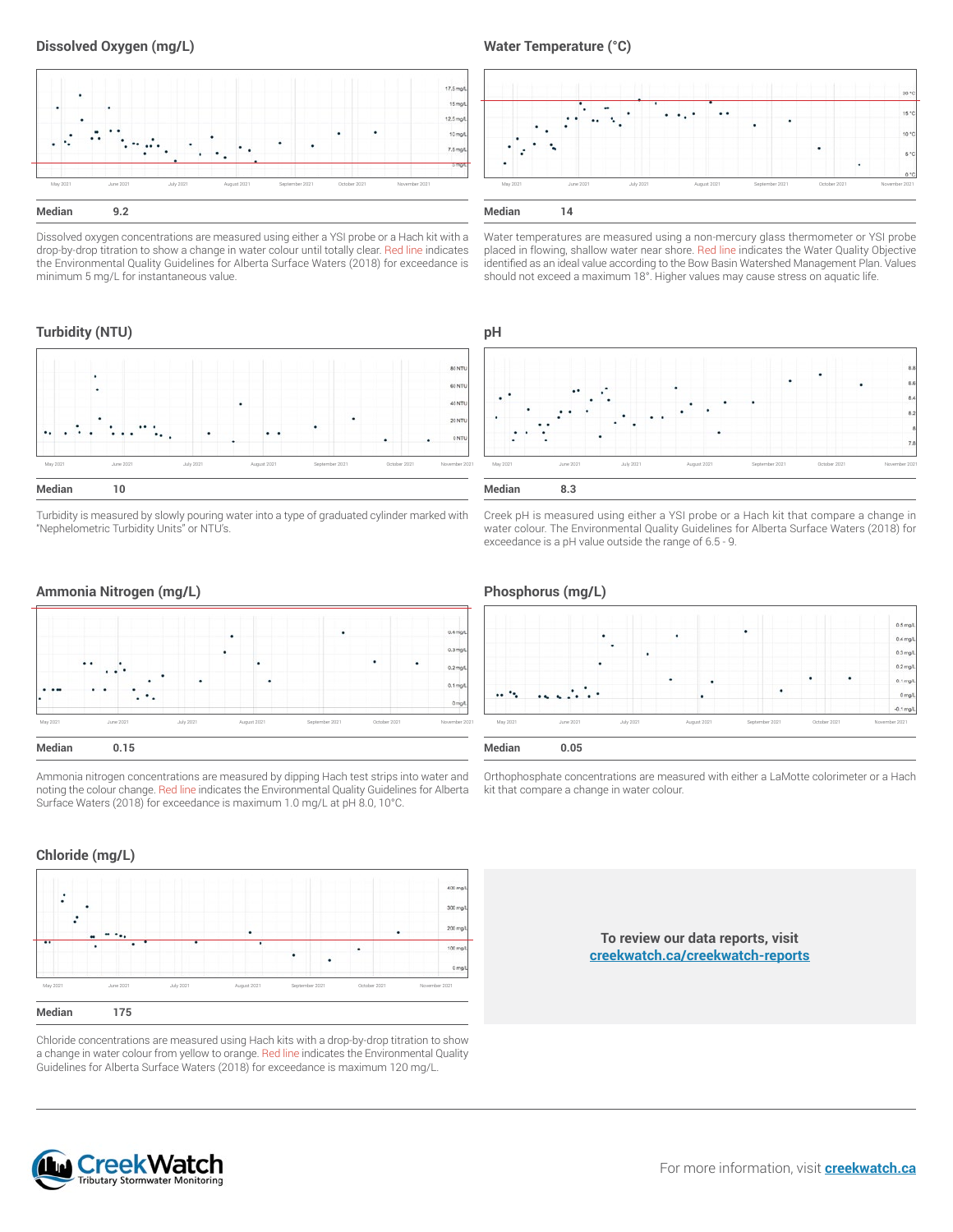## Dissolved Oxygen (mg/L)

17.5 mg/L
15 mg/L
12.5 mg/L
10 mg/L
7.5 mg/L
5 mg/L

May 2021 June 2021 July 2021 August 2021 September 2021 October 2021 November 2021

**Median** 9.2

Dissolved oxygen concentrations are measured using either a YSI probe or a Hach kit with a drop-by-drop titration to show a change in water colour until totally clear. Red line indicates the Environmental Quality Guidelines for Alberta Surface Waters (2018) for exceedance is minimum 5 mg/L for instantaneous value.

## Water Temperature (°C)

20 °C
15 °C
10 °C
5 °C
0 °C

May 2021 June 2021 July 2021 August 2021 September 2021 October 2021 November 2021

**Median** 14

Water temperatures are measured using a non-mercury glass thermometer or YSI probe placed in flowing, shallow water near shore. Red line indicates the Water Quality Objective identified as an ideal value according to the Bow Basin Watershed Management Plan. Values should not exceed a maximum 18°. Higher values may cause stress on aquatic life.

## Turbidity (NTU)

80 NTU
60 NTU
40 NTU
20 NTU
0 NTU

May 2021 June 2021 July 2021 August 2021 September 2021 October 2021 November 2021

**Median** 10

Turbidity is measured by slowly pouring water into a type of graduated cylinder marked with "Nephelometric Turbidity Units" or NTU's.

## pH

8.8
8.6
8.4
8.2
8
7.8

May 2021 June 2021 July 2021 August 2021 September 2021 October 2021 November 2021

**Median** 8.3

Creek pH is measured using either a YSI probe or a Hach kit that compare a change in water colour. The Environmental Quality Guidelines for Alberta Surface Waters (2018) for exceedance is a pH value outside the range of 6.5 - 9.

## Ammonia Nitrogen (mg/L)

0.4 mg/L
0.3 mg/L
0.2 mg/L
0.1 mg/L
0 mg/L

May 2021 June 2021 July 2021 August 2021 September 2021 October 2021 November 2021

**Median** 0.15

Ammonia nitrogen concentrations are measured by dipping Hach test strips into water and noting the colour change. Red line indicates the Environmental Quality Guidelines for Alberta Surface Waters (2018) for exceedance is maximum 1.0 mg/L at pH 8.0, 10°C.

## Phosphorus (mg/L)

0.5 mg/L
0.4 mg/L
0.3 mg/L
0.2 mg/L
0.1 mg/L
0 mg/L
-0.1 mg/L

May 2021 June 2021 July 2021 August 2021 September 2021 October 2021 November 2021

**Median** 0.05

Orthophosphate concentrations are measured with either a LaMotte colorimeter or a Hach kit that compare a change in water colour.

## Chloride (mg/L)

400 mg/L
300 mg/L
200 mg/L
100 mg/L
0 mg/L

May 2021 June 2021 July 2021 August 2021 September 2021 October 2021 November 2021

**Median** 175

Chloride concentrations are measured using Hach kits with a drop-by-drop titration to show a change in water colour from yellow to orange. Red line indicates the Environmental Quality Guidelines for Alberta Surface Waters (2018) for exceedance is maximum 120 mg/L.

**To review our data reports, visit [creekwatch.ca/creekwatch-reports](creekwatch.ca/creekwatch-reports)**

CreekWatch
Tributary Stormwater Monitoring

For more information, visit **creekwatch.ca**